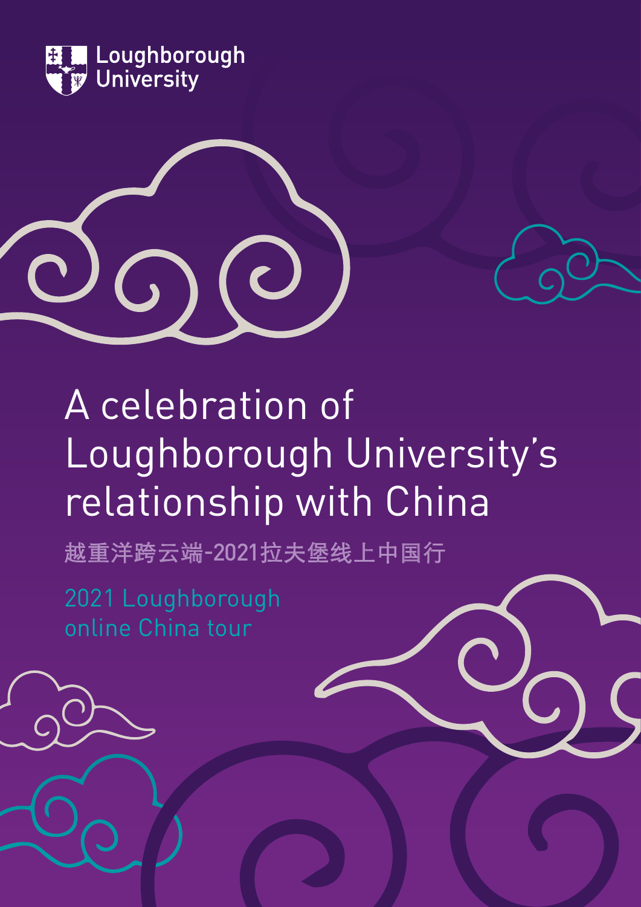Loughborough University

# A celebration of Loughborough University's relationship with China

越重洋跨云端-2021拉夫堡线上中国行

2021 Loughborough online China tour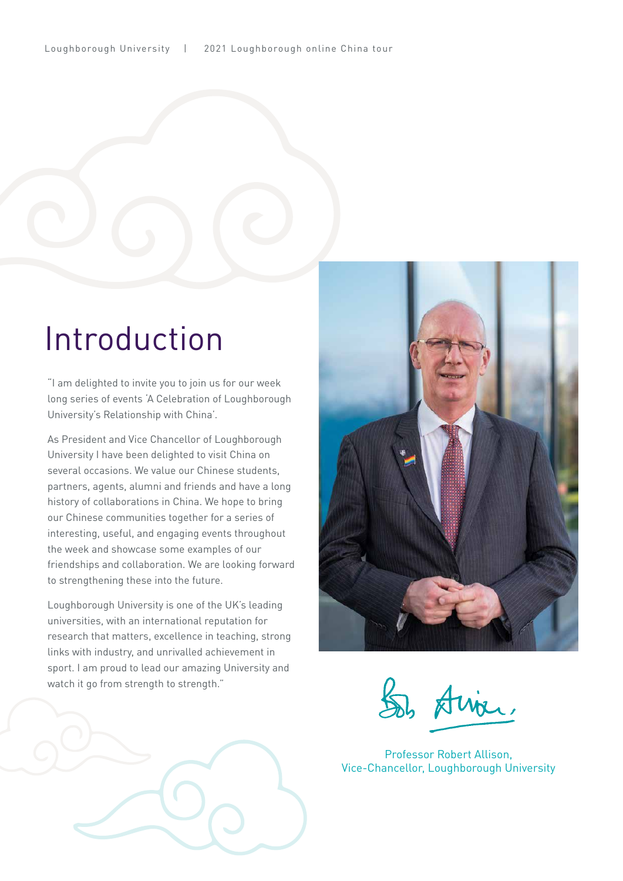# Introduction

"I am delighted to invite you to join us for our week long series of events 'A Celebration of Loughborough University's Relationship with China'.

As President and Vice Chancellor of Loughborough University I have been delighted to visit China on several occasions. We value our Chinese students, partners, agents, alumni and friends and have a long history of collaborations in China. We hope to bring our Chinese communities together for a series of interesting, useful, and engaging events throughout the week and showcase some examples of our friendships and collaboration. We are looking forward to strengthening these into the future.

Loughborough University is one of the UK's leading universities, with an international reputation for research that matters, excellence in teaching, strong links with industry, and unrivalled achievement in sport. I am proud to lead our amazing University and watch it go from strength to strength."

Professor Robert Allison,
Vice-Chancellor, Loughborough University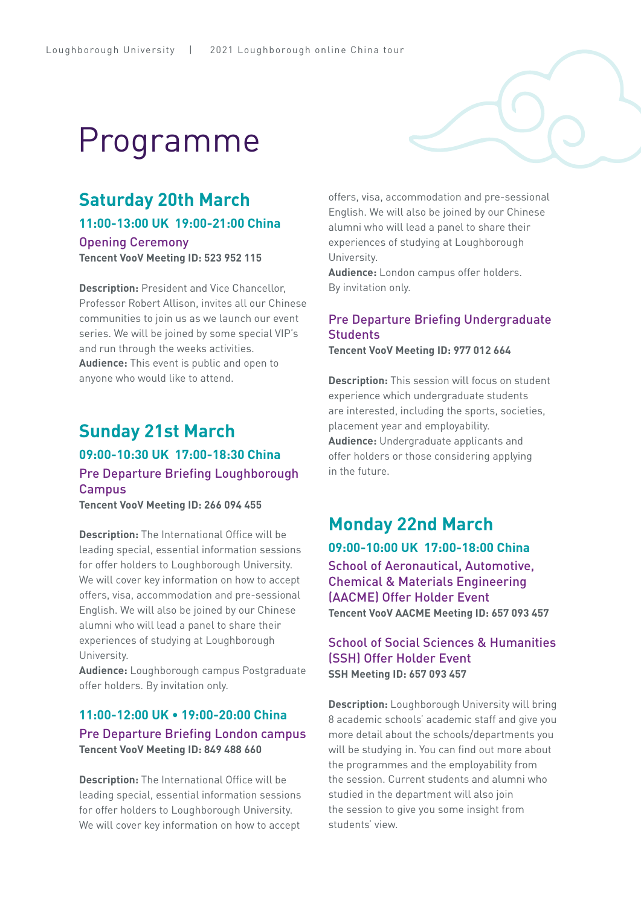# Programme

## Saturday 20th March

### 11:00-13:00 UK 19:00-21:00 China

#### Opening Ceremony

**Tencent VooV Meeting ID: 523 952 115**

**Description:** President and Vice Chancellor, Professor Robert Allison, invites all our Chinese communities to join us as we launch our event series. We will be joined by some special VIP's and run through the weeks activities.
**Audience:** This event is public and open to anyone who would like to attend.

## Sunday 21st March

### 09:00-10:30 UK 17:00-18:30 China

#### Pre Departure Briefing Loughborough Campus

**Tencent VooV Meeting ID: 266 094 455**

**Description:** The International Office will be leading special, essential information sessions for offer holders to Loughborough University. We will cover key information on how to accept offers, visa, accommodation and pre-sessional English. We will also be joined by our Chinese alumni who will lead a panel to share their experiences of studying at Loughborough University.
**Audience:** Loughborough campus Postgraduate offer holders. By invitation only.

### 11:00-12:00 UK • 19:00-20:00 China

#### Pre Departure Briefing London campus

**Tencent VooV Meeting ID: 849 488 660**

**Description:** The International Office will be leading special, essential information sessions for offer holders to Loughborough University. We will cover key information on how to accept offers, visa, accommodation and pre-sessional English. We will also be joined by our Chinese alumni who will lead a panel to share their experiences of studying at Loughborough University.
**Audience:** London campus offer holders. By invitation only.

#### Pre Departure Briefing Undergraduate Students

**Tencent VooV Meeting ID: 977 012 664**

**Description:** This session will focus on student experience which undergraduate students are interested, including the sports, societies, placement year and employability.
**Audience:** Undergraduate applicants and offer holders or those considering applying in the future.

## Monday 22nd March

### 09:00-10:00 UK 17:00-18:00 China

#### School of Aeronautical, Automotive, Chemical & Materials Engineering (AACME) Offer Holder Event

**Tencent VooV AACME Meeting ID: 657 093 457**

#### School of Social Sciences & Humanities (SSH) Offer Holder Event

**SSH Meeting ID: 657 093 457**

**Description:** Loughborough University will bring 8 academic schools' academic staff and give you more detail about the schools/departments you will be studying in. You can find out more about the programmes and the employability from the session. Current students and alumni who studied in the department will also join the session to give you some insight from students' view.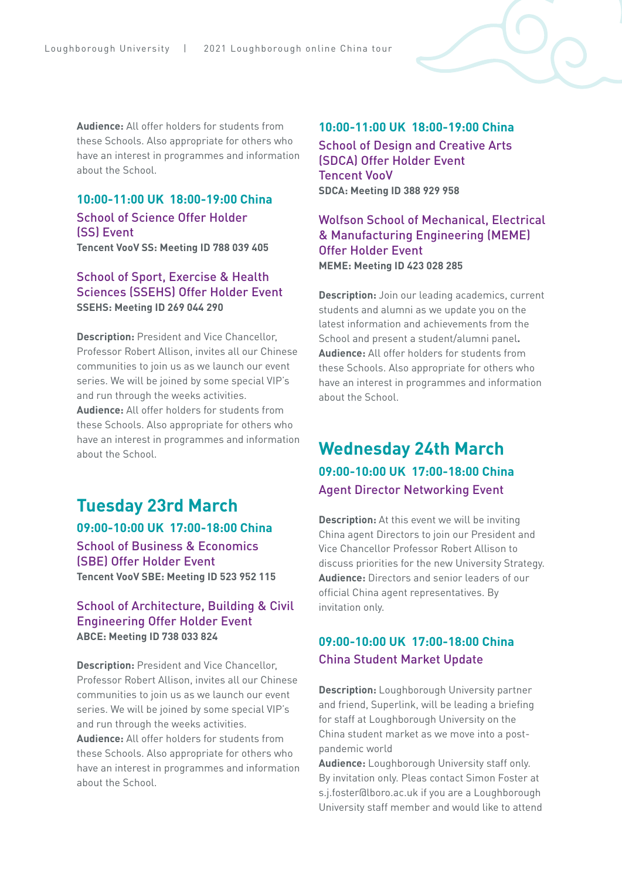**Audience:** All offer holders for students from these Schools. Also appropriate for others who have an interest in programmes and information about the School.

### 10:00-11:00 UK 18:00-19:00 China

#### School of Science Offer Holder (SS) Event

**Tencent VooV SS: Meeting ID 788 039 405**

#### School of Sport, Exercise & Health Sciences (SSEHS) Offer Holder Event

**SSEHS: Meeting ID 269 044 290**

**Description:** President and Vice Chancellor, Professor Robert Allison, invites all our Chinese communities to join us as we launch our event series. We will be joined by some special VIP's and run through the weeks activities.
**Audience:** All offer holders for students from these Schools. Also appropriate for others who have an interest in programmes and information about the School.

## Tuesday 23rd March

### 09:00-10:00 UK 17:00-18:00 China

#### School of Business & Economics (SBE) Offer Holder Event

**Tencent VooV SBE: Meeting ID 523 952 115**

#### School of Architecture, Building & Civil Engineering Offer Holder Event

**ABCE: Meeting ID 738 033 824**

**Description:** President and Vice Chancellor, Professor Robert Allison, invites all our Chinese communities to join us as we launch our event series. We will be joined by some special VIP's and run through the weeks activities.
**Audience:** All offer holders for students from these Schools. Also appropriate for others who have an interest in programmes and information about the School.

### 10:00-11:00 UK 18:00-19:00 China

#### School of Design and Creative Arts (SDCA) Offer Holder Event
#### Tencent VooV

**SDCA: Meeting ID 388 929 958**

#### Wolfson School of Mechanical, Electrical & Manufacturing Engineering (MEME) Offer Holder Event

**MEME: Meeting ID 423 028 285**

**Description:** Join our leading academics, current students and alumni as we update you on the latest information and achievements from the School and present a student/alumni panel**.**
**Audience:** All offer holders for students from these Schools. Also appropriate for others who have an interest in programmes and information about the School.

## Wednesday 24th March

### 09:00-10:00 UK 17:00-18:00 China

#### Agent Director Networking Event

**Description:** At this event we will be inviting China agent Directors to join our President and Vice Chancellor Professor Robert Allison to discuss priorities for the new University Strategy.
**Audience:** Directors and senior leaders of our official China agent representatives. By invitation only.

### 09:00-10:00 UK 17:00-18:00 China

#### China Student Market Update

**Description:** Loughborough University partner and friend, Superlink, will be leading a briefing for staff at Loughborough University on the China student market as we move into a post-pandemic world
**Audience:** Loughborough University staff only. By invitation only. Pleas contact Simon Foster at s.j.foster@lboro.ac.uk if you are a Loughborough University staff member and would like to attend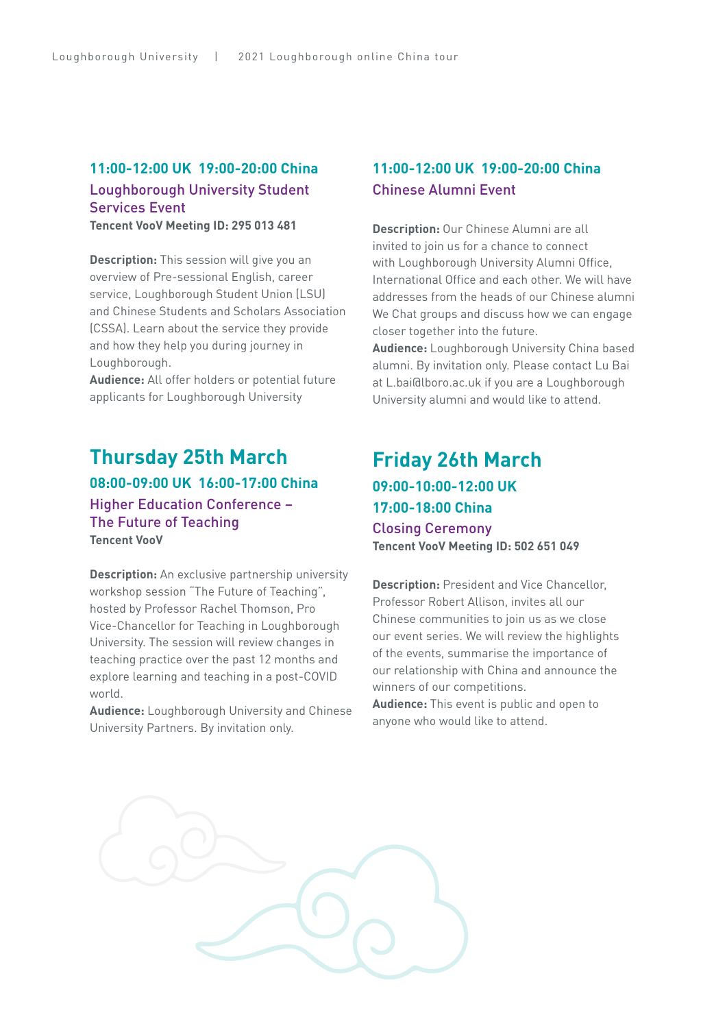### 11:00-12:00 UK 19:00-20:00 China

#### Loughborough University Student Services Event

**Tencent VooV Meeting ID: 295 013 481**

**Description:** This session will give you an overview of Pre-sessional English, career service, Loughborough Student Union (LSU) and Chinese Students and Scholars Association (CSSA). Learn about the service they provide and how they help you during journey in Loughborough.

**Audience:** All offer holders or potential future applicants for Loughborough University

### 11:00-12:00 UK 19:00-20:00 China

#### Chinese Alumni Event

**Description:** Our Chinese Alumni are all invited to join us for a chance to connect with Loughborough University Alumni Office, International Office and each other. We will have addresses from the heads of our Chinese alumni We Chat groups and discuss how we can engage closer together into the future.

**Audience:** Loughborough University China based alumni. By invitation only. Please contact Lu Bai at L.bai@lboro.ac.uk if you are a Loughborough University alumni and would like to attend.

## Thursday 25th March

### 08:00-09:00 UK 16:00-17:00 China

#### Higher Education Conference – The Future of Teaching

**Tencent VooV**

**Description:** An exclusive partnership university workshop session "The Future of Teaching", hosted by Professor Rachel Thomson, Pro Vice-Chancellor for Teaching in Loughborough University. The session will review changes in teaching practice over the past 12 months and explore learning and teaching in a post-COVID world.

**Audience:** Loughborough University and Chinese University Partners. By invitation only.

## Friday 26th March

### 09:00-10:00-12:00 UK

### 17:00-18:00 China

#### Closing Ceremony

**Tencent VooV Meeting ID: 502 651 049**

**Description:** President and Vice Chancellor, Professor Robert Allison, invites all our Chinese communities to join us as we close our event series. We will review the highlights of the events, summarise the importance of our relationship with China and announce the winners of our competitions.

**Audience:** This event is public and open to anyone who would like to attend.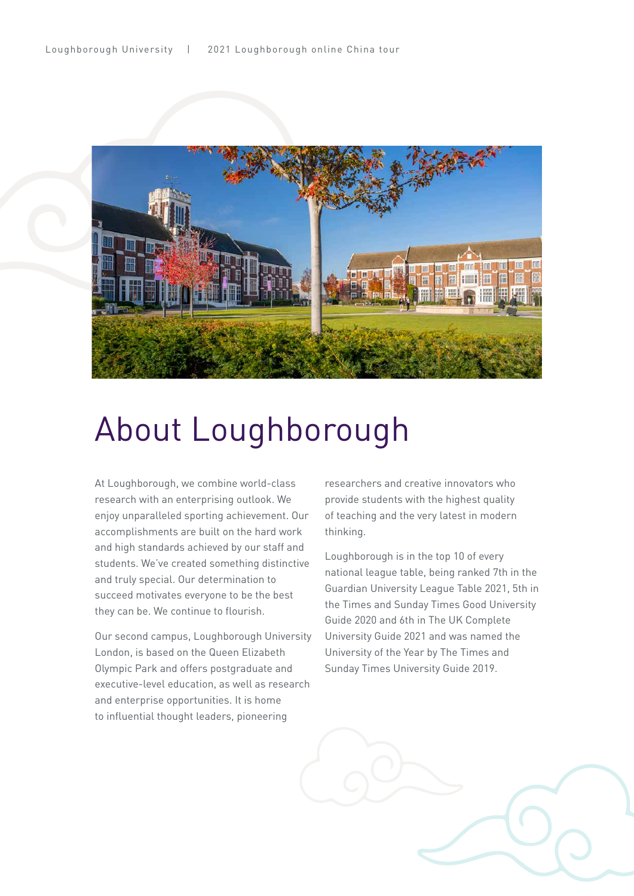# About Loughborough

At Loughborough, we combine world-class research with an enterprising outlook. We enjoy unparalleled sporting achievement. Our accomplishments are built on the hard work and high standards achieved by our staff and students. We've created something distinctive and truly special. Our determination to succeed motivates everyone to be the best they can be. We continue to flourish.

Our second campus, Loughborough University London, is based on the Queen Elizabeth Olympic Park and offers postgraduate and executive-level education, as well as research and enterprise opportunities. It is home to influential thought leaders, pioneering researchers and creative innovators who provide students with the highest quality of teaching and the very latest in modern thinking.

Loughborough is in the top 10 of every national league table, being ranked 7th in the Guardian University League Table 2021, 5th in the Times and Sunday Times Good University Guide 2020 and 6th in The UK Complete University Guide 2021 and was named the University of the Year by The Times and Sunday Times University Guide 2019.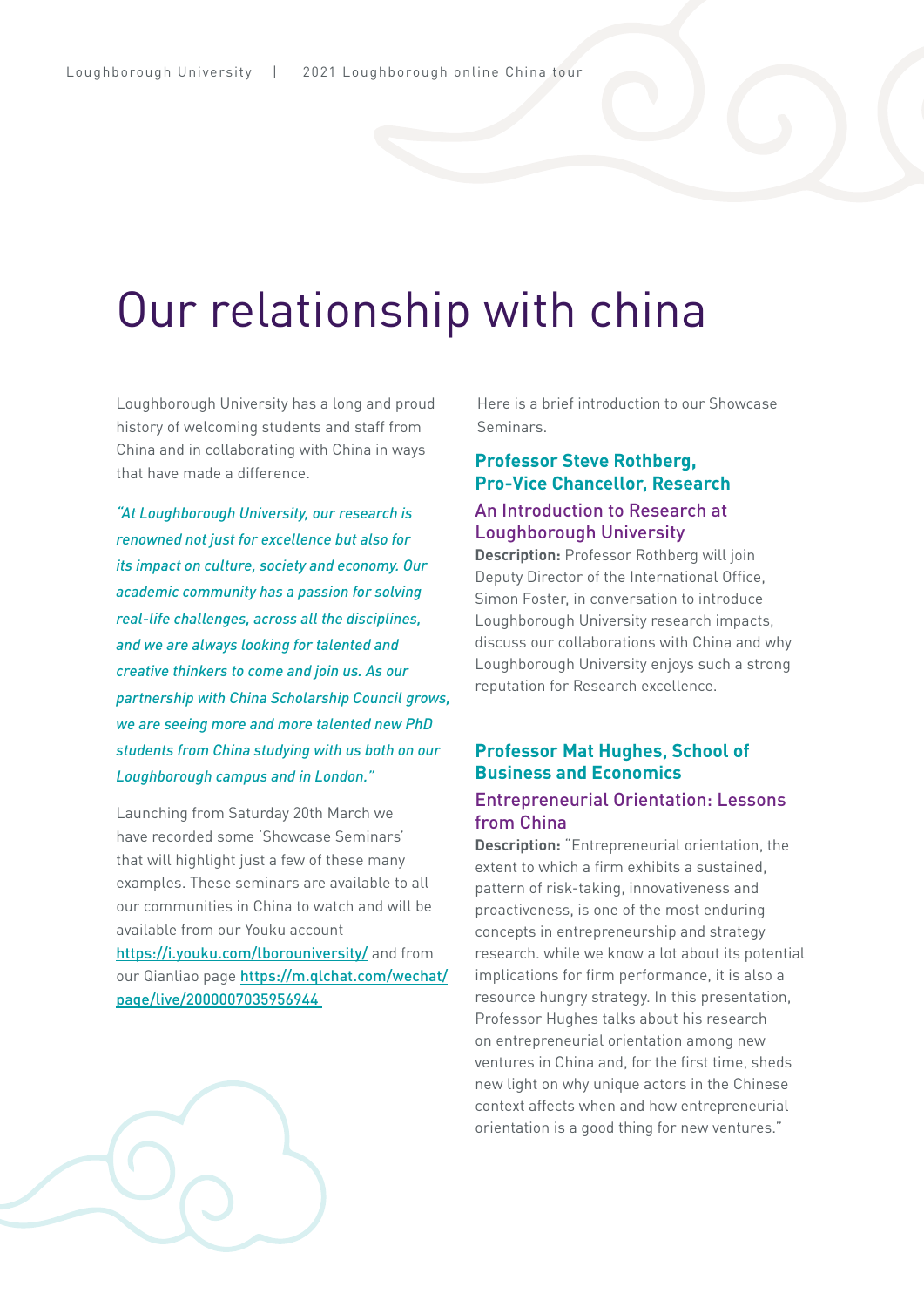# Our relationship with china

Loughborough University has a long and proud history of welcoming students and staff from China and in collaborating with China in ways that have made a difference.

*"At Loughborough University, our research is renowned not just for excellence but also for its impact on culture, society and economy. Our academic community has a passion for solving real-life challenges, across all the disciplines, and we are always looking for talented and creative thinkers to come and join us. As our partnership with China Scholarship Council grows, we are seeing more and more talented new PhD students from China studying with us both on our Loughborough campus and in London."*

Launching from Saturday 20th March we have recorded some 'Showcase Seminars' that will highlight just a few of these many examples. These seminars are available to all our communities in China to watch and will be available from our Youku account https://i.youku.com/lborouniversity/ and from our Qianliao page https://m.qlchat.com/wechat/page/live/2000007035956944

Here is a brief introduction to our Showcase Seminars.

## Professor Steve Rothberg, Pro-Vice Chancellor, Research

### An Introduction to Research at Loughborough University

**Description:** Professor Rothberg will join Deputy Director of the International Office, Simon Foster, in conversation to introduce Loughborough University research impacts, discuss our collaborations with China and why Loughborough University enjoys such a strong reputation for Research excellence.

## Professor Mat Hughes, School of Business and Economics

### Entrepreneurial Orientation: Lessons from China

**Description:** "Entrepreneurial orientation, the extent to which a firm exhibits a sustained, pattern of risk-taking, innovativeness and proactiveness, is one of the most enduring concepts in entrepreneurship and strategy research. while we know a lot about its potential implications for firm performance, it is also a resource hungry strategy. In this presentation, Professor Hughes talks about his research on entrepreneurial orientation among new ventures in China and, for the first time, sheds new light on why unique actors in the Chinese context affects when and how entrepreneurial orientation is a good thing for new ventures."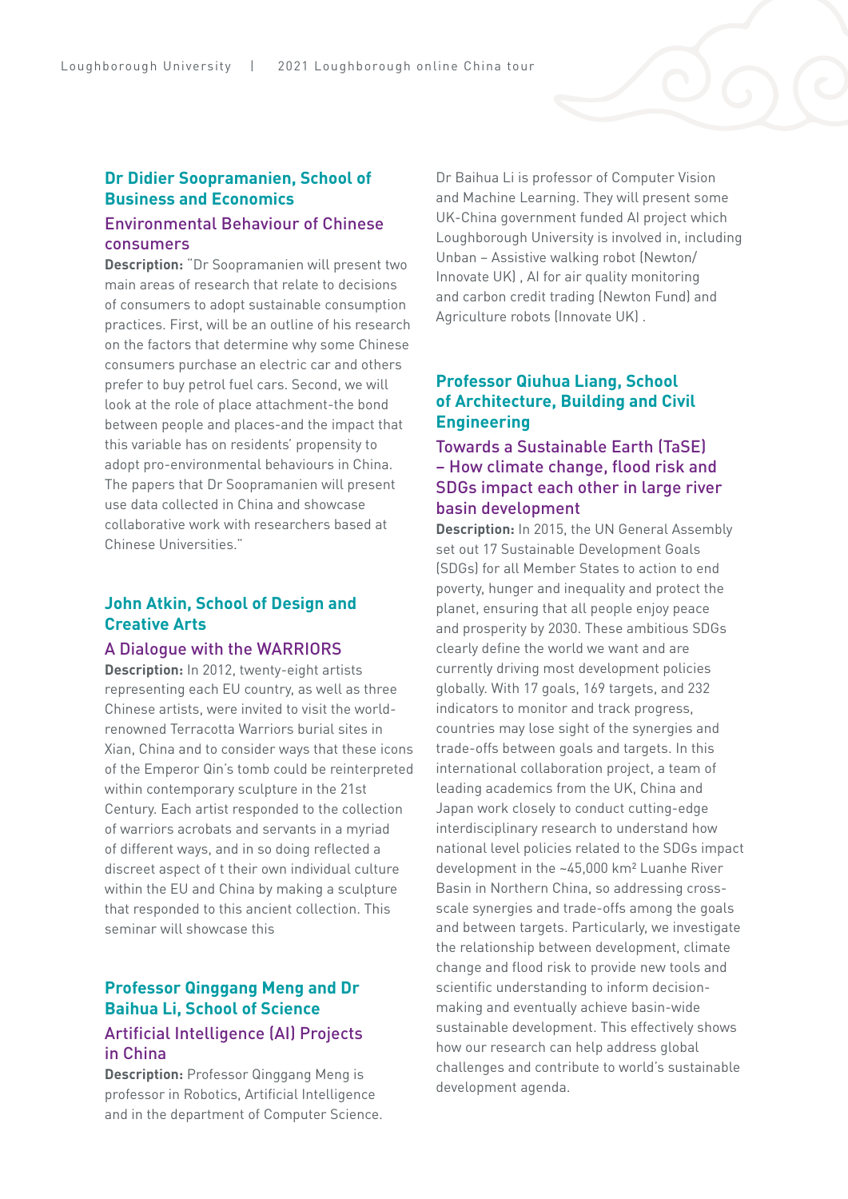### Dr Didier Soopramanien, School of Business and Economics

#### Environmental Behaviour of Chinese consumers

**Description:** "Dr Soopramanien will present two main areas of research that relate to decisions of consumers to adopt sustainable consumption practices. First, will be an outline of his research on the factors that determine why some Chinese consumers purchase an electric car and others prefer to buy petrol fuel cars. Second, we will look at the role of place attachment-the bond between people and places-and the impact that this variable has on residents' propensity to adopt pro-environmental behaviours in China. The papers that Dr Soopramanien will present use data collected in China and showcase collaborative work with researchers based at Chinese Universities."

### John Atkin, School of Design and Creative Arts

#### A Dialogue with the WARRIORS

**Description:** In 2012, twenty-eight artists representing each EU country, as well as three Chinese artists, were invited to visit the world-renowned Terracotta Warriors burial sites in Xian, China and to consider ways that these icons of the Emperor Qin's tomb could be reinterpreted within contemporary sculpture in the 21st Century. Each artist responded to the collection of warriors acrobats and servants in a myriad of different ways, and in so doing reflected a discreet aspect of t their own individual culture within the EU and China by making a sculpture that responded to this ancient collection. This seminar will showcase this

### Professor Qinggang Meng and Dr Baihua Li, School of Science

#### Artificial Intelligence (AI) Projects in China

**Description:** Professor Qinggang Meng is professor in Robotics, Artificial Intelligence and in the department of Computer Science. Dr Baihua Li is professor of Computer Vision and Machine Learning. They will present some UK-China government funded AI project which Loughborough University is involved in, including Unban – Assistive walking robot (Newton/ Innovate UK) , AI for air quality monitoring and carbon credit trading (Newton Fund) and Agriculture robots (Innovate UK) .

### Professor Qiuhua Liang, School of Architecture, Building and Civil Engineering

#### Towards a Sustainable Earth (TaSE) – How climate change, flood risk and SDGs impact each other in large river basin development

**Description:** In 2015, the UN General Assembly set out 17 Sustainable Development Goals (SDGs) for all Member States to action to end poverty, hunger and inequality and protect the planet, ensuring that all people enjoy peace and prosperity by 2030. These ambitious SDGs clearly define the world we want and are currently driving most development policies globally. With 17 goals, 169 targets, and 232 indicators to monitor and track progress, countries may lose sight of the synergies and trade-offs between goals and targets. In this international collaboration project, a team of leading academics from the UK, China and Japan work closely to conduct cutting-edge interdisciplinary research to understand how national level policies related to the SDGs impact development in the ~45,000 km² Luanhe River Basin in Northern China, so addressing cross-scale synergies and trade-offs among the goals and between targets. Particularly, we investigate the relationship between development, climate change and flood risk to provide new tools and scientific understanding to inform decision-making and eventually achieve basin-wide sustainable development. This effectively shows how our research can help address global challenges and contribute to world's sustainable development agenda.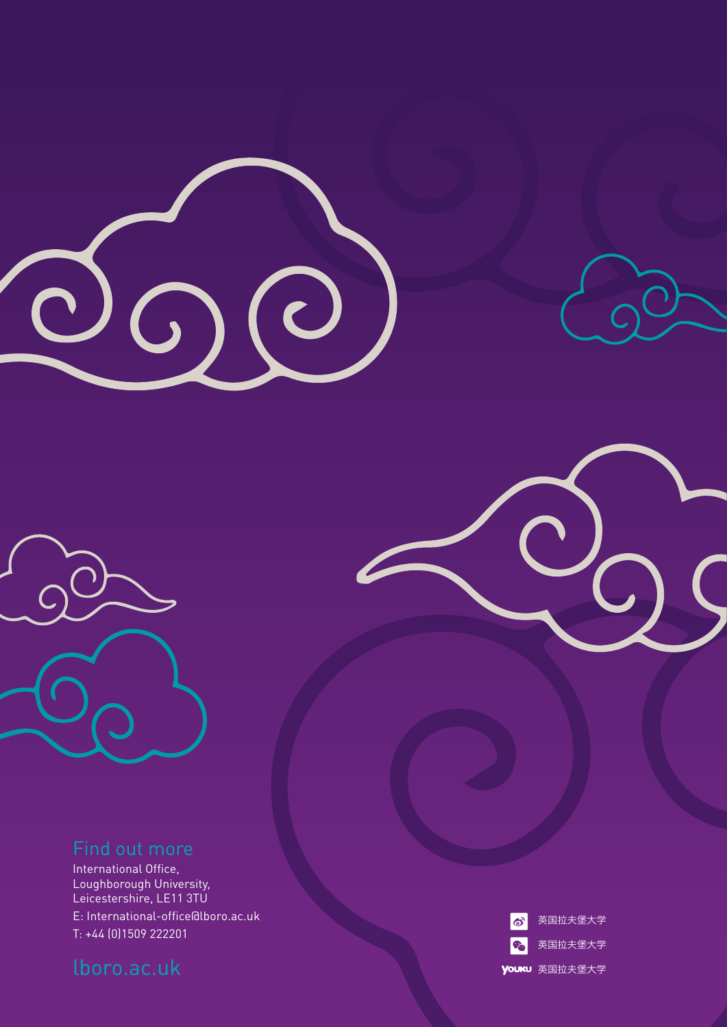## Find out more

International Office,
Loughborough University,
Leicestershire, LE11 3TU

E: International-office@lboro.ac.uk

T: +44 (0)1509 222201

lboro.ac.uk

英国拉夫堡大学

英国拉夫堡大学

YOUKU 英国拉夫堡大学